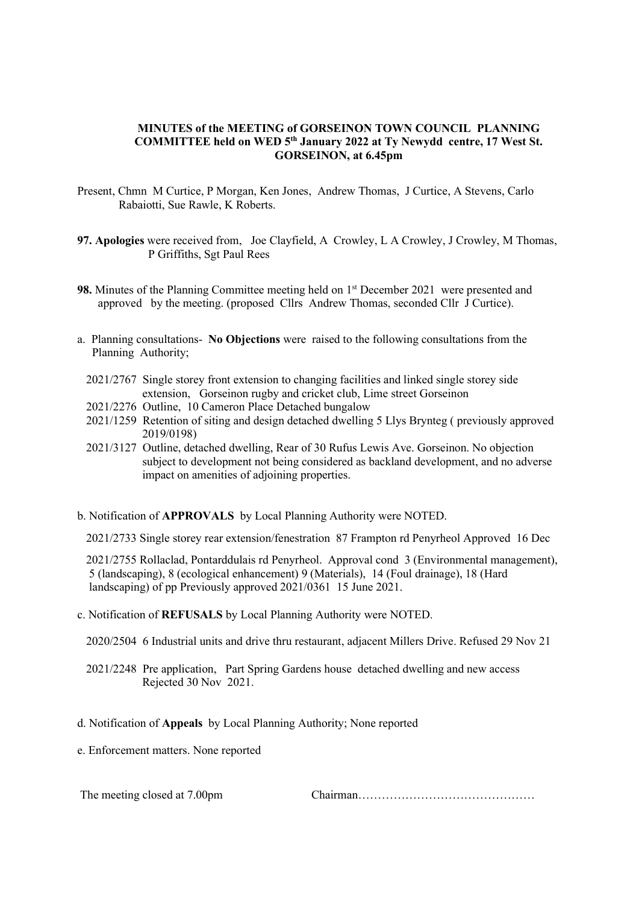# MINUTES of the MEETING of GORSEINON TOWN COUNCIL PLANNING COMMITTEE held on WED 5th January 2022 at Ty Newydd centre, 17 West St. GORSEINON, at 6.45pm

Present, Chmn M Curtice, P Morgan, Ken Jones, Andrew Thomas, J Curtice, A Stevens, Carlo Rabaiotti, Sue Rawle, K Roberts.

**97. Apologies** were received from, Joe Clayfield, A Crowley, L A Crowley, J Crowley, M Thomas, P Griffiths, Sgt Paul Rees

**98.** Minutes of the Planning Committee meeting held on 1st December 2021 were presented and approved by the meeting. (proposed Cllrs Andrew Thomas, seconded Cllr J Curtice).

a. Planning consultations- **No Objections** were raised to the following consultations from the Planning Authority;

2021/2767 Single storey front extension to changing facilities and linked single storey side extension, Gorseinon rugby and cricket club, Lime street Gorseinon

2021/2276 Outline, 10 Cameron Place Detached bungalow

2021/1259 Retention of siting and design detached dwelling 5 Llys Brynteg ( previously approved 2019/0198)

2021/3127 Outline, detached dwelling, Rear of 30 Rufus Lewis Ave. Gorseinon. No objection subject to development not being considered as backland development, and no adverse impact on amenities of adjoining properties.

b. Notification of **APPROVALS** by Local Planning Authority were NOTED.

2021/2733 Single storey rear extension/fenestration 87 Frampton rd Penyrheol Approved 16 Dec

2021/2755 Rollaclad, Pontarddulais rd Penyrheol. Approval cond 3 (Environmental management), 5 (landscaping), 8 (ecological enhancement) 9 (Materials), 14 (Foul drainage), 18 (Hard landscaping) of pp Previously approved 2021/0361 15 June 2021.

c. Notification of **REFUSALS** by Local Planning Authority were NOTED.

2020/2504 6 Industrial units and drive thru restaurant, adjacent Millers Drive. Refused 29 Nov 21

2021/2248 Pre application, Part Spring Gardens house detached dwelling and new access Rejected 30 Nov 2021.

d. Notification of **Appeals** by Local Planning Authority; None reported

e. Enforcement matters. None reported

The meeting closed at 7.00pm

Chairman……………………………………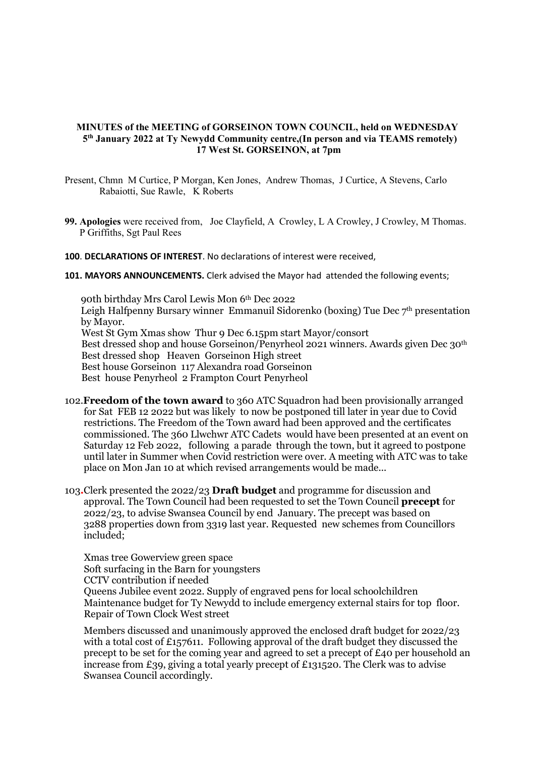**MINUTES of the MEETING of GORSEINON TOWN COUNCIL, held on WEDNESDAY 5th January 2022 at Ty Newydd Community centre,(In person and via TEAMS remotely) 17 West St. GORSEINON, at 7pm**

Present, Chmn M Curtice, P Morgan, Ken Jones, Andrew Thomas, J Curtice, A Stevens, Carlo Rabaiotti, Sue Rawle, K Roberts

**99. Apologies** were received from, Joe Clayfield, A Crowley, L A Crowley, J Crowley, M Thomas. P Griffiths, Sgt Paul Rees

**100**. **DECLARATIONS OF INTEREST**. No declarations of interest were received,

**101. MAYORS ANNOUNCEMENTS.** Clerk advised the Mayor had attended the following events;

90th birthday Mrs Carol Lewis Mon 6th Dec 2022
Leigh Halfpenny Bursary winner Emmanuil Sidorenko (boxing) Tue Dec 7th presentation by Mayor.
West St Gym Xmas show Thur 9 Dec 6.15pm start Mayor/consort
Best dressed shop and house Gorseinon/Penyrheol 2021 winners. Awards given Dec 30th
Best dressed shop Heaven Gorseinon High street
Best house Gorseinon 117 Alexandra road Gorseinon
Best house Penyrheol 2 Frampton Court Penyrheol

102.**Freedom of the town award** to 360 ATC Squadron had been provisionally arranged for Sat FEB 12 2022 but was likely to now be postponed till later in year due to Covid restrictions. The Freedom of the Town award had been approved and the certificates commissioned. The 360 Llwchwr ATC Cadets would have been presented at an event on Saturday 12 Feb 2022, following a parade through the town, but it agreed to postpone until later in Summer when Covid restriction were over. A meeting with ATC was to take place on Mon Jan 10 at which revised arrangements would be made...

103.Clerk presented the 2022/23 **Draft budget** and programme for discussion and approval. The Town Council had been requested to set the Town Council **precept** for 2022/23, to advise Swansea Council by end January. The precept was based on 3288 properties down from 3319 last year. Requested new schemes from Councillors included;

Xmas tree Gowerview green space
Soft surfacing in the Barn for youngsters
CCTV contribution if needed
Queens Jubilee event 2022. Supply of engraved pens for local schoolchildren
Maintenance budget for Ty Newydd to include emergency external stairs for top floor.
Repair of Town Clock West street

Members discussed and unanimously approved the enclosed draft budget for 2022/23 with a total cost of £157611. Following approval of the draft budget they discussed the precept to be set for the coming year and agreed to set a precept of £40 per household an increase from £39, giving a total yearly precept of £131520. The Clerk was to advise Swansea Council accordingly.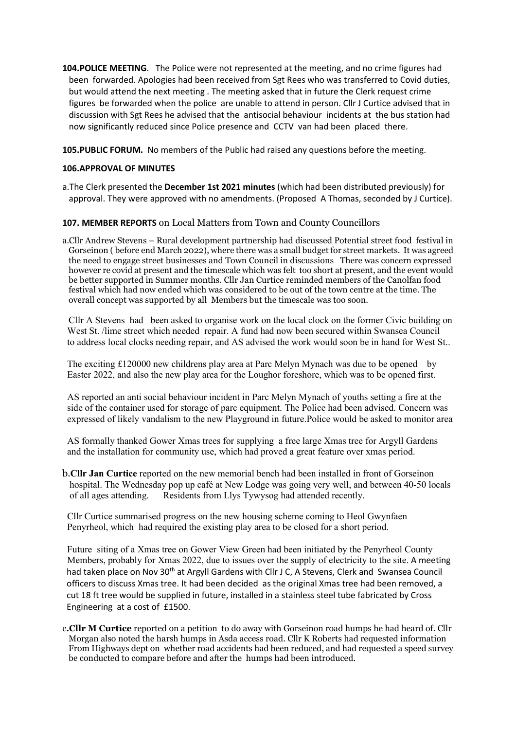**104.POLICE MEETING**. The Police were not represented at the meeting, and no crime figures had been forwarded. Apologies had been received from Sgt Rees who was transferred to Covid duties, but would attend the next meeting . The meeting asked that in future the Clerk request crime figures be forwarded when the police are unable to attend in person. Cllr J Curtice advised that in discussion with Sgt Rees he advised that the antisocial behaviour incidents at the bus station had now significantly reduced since Police presence and CCTV van had been placed there.

**105.PUBLIC FORUM.** No members of the Public had raised any questions before the meeting.

**106.APPROVAL OF MINUTES**

a.The Clerk presented the **December 1st 2021 minutes** (which had been distributed previously) for approval. They were approved with no amendments. (Proposed A Thomas, seconded by J Curtice).

**107. MEMBER REPORTS** on Local Matters from Town and County Councillors

a.Cllr Andrew Stevens – Rural development partnership had discussed Potential street food festival in Gorseinon ( before end March 2022), where there was a small budget for street markets. It was agreed the need to engage street businesses and Town Council in discussions There was concern expressed however re covid at present and the timescale which was felt too short at present, and the event would be better supported in Summer months. Cllr Jan Curtice reminded members of the Canolfan food festival which had now ended which was considered to be out of the town centre at the time. The overall concept was supported by all Members but the timescale was too soon.

Cllr A Stevens had been asked to organise work on the local clock on the former Civic building on West St. /lime street which needed repair. A fund had now been secured within Swansea Council to address local clocks needing repair, and AS advised the work would soon be in hand for West St..

The exciting £120000 new childrens play area at Parc Melyn Mynach was due to be opened by Easter 2022, and also the new play area for the Loughor foreshore, which was to be opened first.

AS reported an anti social behaviour incident in Parc Melyn Mynach of youths setting a fire at the side of the container used for storage of parc equipment. The Police had been advised. Concern was expressed of likely vandalism to the new Playground in future.Police would be asked to monitor area

AS formally thanked Gower Xmas trees for supplying a free large Xmas tree for Argyll Gardens and the installation for community use, which had proved a great feature over xmas period.

b.**Cllr Jan Curtice** reported on the new memorial bench had been installed in front of Gorseinon hospital. The Wednesday pop up café at New Lodge was going very well, and between 40-50 locals of all ages attending. Residents from Llys Tywysog had attended recently.

Cllr Curtice summarised progress on the new housing scheme coming to Heol Gwynfaen Penyrheol, which had required the existing play area to be closed for a short period.

Future siting of a Xmas tree on Gower View Green had been initiated by the Penyrheol County Members, probably for Xmas 2022, due to issues over the supply of electricity to the site. A meeting had taken place on Nov 30th at Argyll Gardens with Cllr J C, A Stevens, Clerk and Swansea Council officers to discuss Xmas tree. It had been decided as the original Xmas tree had been removed, a cut 18 ft tree would be supplied in future, installed in a stainless steel tube fabricated by Cross Engineering at a cost of £1500.

c.**Cllr M Curtice** reported on a petition to do away with Gorseinon road humps he had heard of. Cllr Morgan also noted the harsh humps in Asda access road. Cllr K Roberts had requested information From Highways dept on whether road accidents had been reduced, and had requested a speed survey be conducted to compare before and after the humps had been introduced.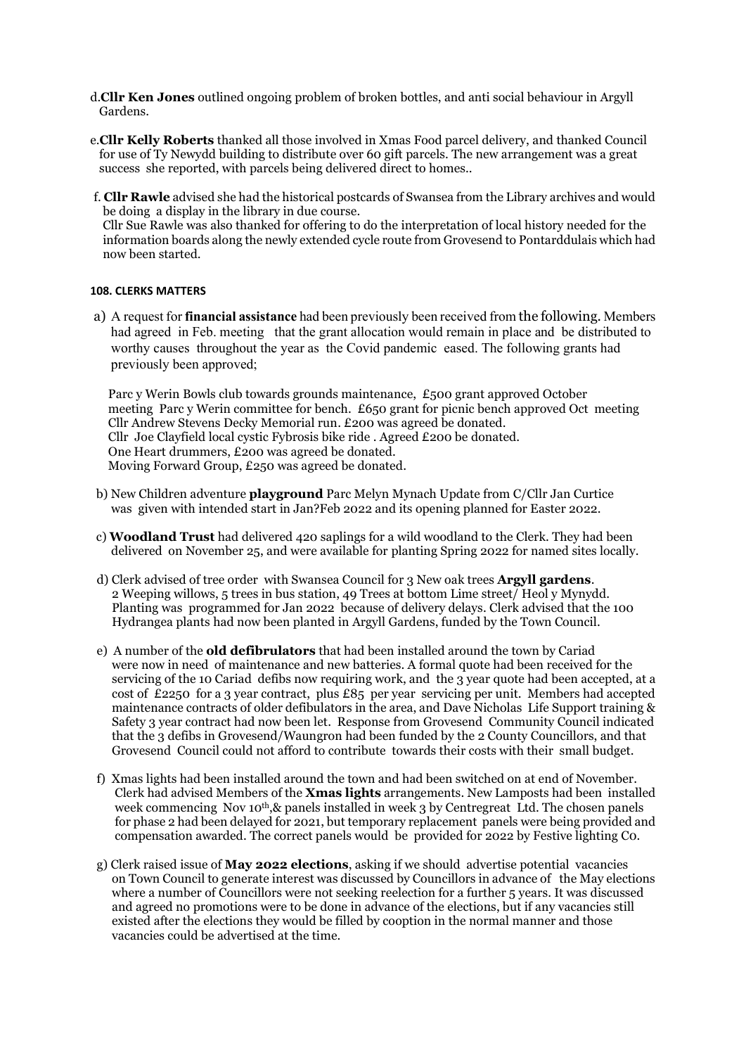d. **Cllr Ken Jones** outlined ongoing problem of broken bottles, and anti social behaviour in Argyll Gardens.

e. **Cllr Kelly Roberts** thanked all those involved in Xmas Food parcel delivery, and thanked Council for use of Ty Newydd building to distribute over 60 gift parcels. The new arrangement was a great success she reported, with parcels being delivered direct to homes..

f. **Cllr Rawle** advised she had the historical postcards of Swansea from the Library archives and would be doing a display in the library in due course.
Cllr Sue Rawle was also thanked for offering to do the interpretation of local history needed for the information boards along the newly extended cycle route from Grovesend to Pontarddulais which had now been started.

**108. CLERKS MATTERS**

a) A request for **financial assistance** had been previously been received from the following. Members had agreed in Feb. meeting that the grant allocation would remain in place and be distributed to worthy causes throughout the year as the Covid pandemic eased. The following grants had previously been approved;

Parc y Werin Bowls club towards grounds maintenance, £500 grant approved October meeting Parc y Werin committee for bench. £650 grant for picnic bench approved Oct meeting
Cllr Andrew Stevens Decky Memorial run. £200 was agreed be donated.
Cllr Joe Clayfield local cystic Fybrosis bike ride . Agreed £200 be donated.
One Heart drummers, £200 was agreed be donated.
Moving Forward Group, £250 was agreed be donated.

b) New Children adventure **playground** Parc Melyn Mynach Update from C/Cllr Jan Curtice was given with intended start in Jan?Feb 2022 and its opening planned for Easter 2022.

c) **Woodland Trust** had delivered 420 saplings for a wild woodland to the Clerk. They had been delivered on November 25, and were available for planting Spring 2022 for named sites locally.

d) Clerk advised of tree order with Swansea Council for 3 New oak trees **Argyll gardens**. 2 Weeping willows, 5 trees in bus station, 49 Trees at bottom Lime street/ Heol y Mynydd. Planting was programmed for Jan 2022 because of delivery delays. Clerk advised that the 100 Hydrangea plants had now been planted in Argyll Gardens, funded by the Town Council.

e) A number of the **old defibrulators** that had been installed around the town by Cariad were now in need of maintenance and new batteries. A formal quote had been received for the servicing of the 10 Cariad defibs now requiring work, and the 3 year quote had been accepted, at a cost of £2250 for a 3 year contract, plus £85 per year servicing per unit. Members had accepted maintenance contracts of older defibulators in the area, and Dave Nicholas Life Support training & Safety 3 year contract had now been let. Response from Grovesend Community Council indicated that the 3 defibs in Grovesend/Waungron had been funded by the 2 County Councillors, and that Grovesend Council could not afford to contribute towards their costs with their small budget.

f) Xmas lights had been installed around the town and had been switched on at end of November. Clerk had advised Members of the **Xmas lights** arrangements. New Lamposts had been installed week commencing Nov 10th,& panels installed in week 3 by Centregreat Ltd. The chosen panels for phase 2 had been delayed for 2021, but temporary replacement panels were being provided and compensation awarded. The correct panels would be provided for 2022 by Festive lighting Co.

g) Clerk raised issue of **May 2022 elections**, asking if we should advertise potential vacancies on Town Council to generate interest was discussed by Councillors in advance of the May elections where a number of Councillors were not seeking reelection for a further 5 years. It was discussed and agreed no promotions were to be done in advance of the elections, but if any vacancies still existed after the elections they would be filled by cooption in the normal manner and those vacancies could be advertised at the time.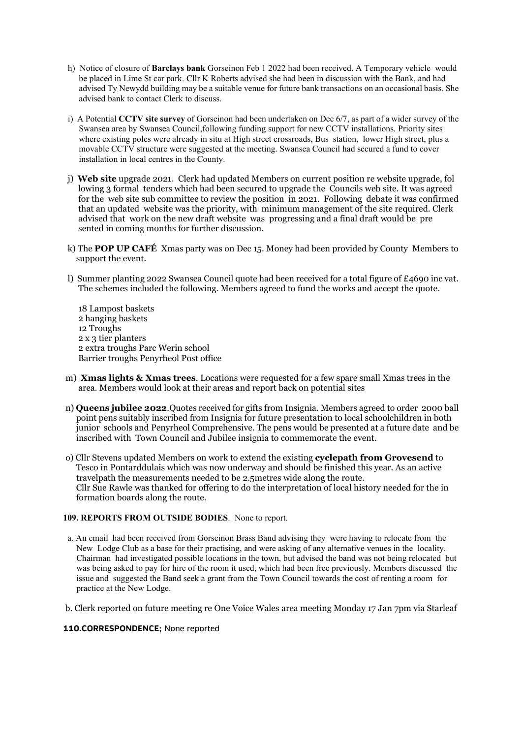h) Notice of closure of **Barclays bank** Gorseinon Feb 1 2022 had been received. A Temporary vehicle would be placed in Lime St car park. Cllr K Roberts advised she had been in discussion with the Bank, and had advised Ty Newydd building may be a suitable venue for future bank transactions on an occasional basis. She advised bank to contact Clerk to discuss.

i) A Potential **CCTV site survey** of Gorseinon had been undertaken on Dec 6/7, as part of a wider survey of the Swansea area by Swansea Council,following funding support for new CCTV installations. Priority sites where existing poles were already in situ at High street crossroads, Bus station, lower High street, plus a movable CCTV structure were suggested at the meeting. Swansea Council had secured a fund to cover installation in local centres in the County.

j) **Web site** upgrade 2021. Clerk had updated Members on current position re website upgrade, fol lowing 3 formal tenders which had been secured to upgrade the Councils web site. It was agreed for the web site sub committee to review the position in 2021. Following debate it was confirmed that an updated website was the priority, with minimum management of the site required. Clerk advised that work on the new draft website was progressing and a final draft would be pre sented in coming months for further discussion.

k) The **POP UP CAFÉ** Xmas party was on Dec 15. Money had been provided by County Members to support the event.

l) Summer planting 2022 Swansea Council quote had been received for a total figure of £4690 inc vat. The schemes included the following. Members agreed to fund the works and accept the quote.

18 Lampost baskets
2 hanging baskets
12 Troughs
2 x 3 tier planters
2 extra troughs Parc Werin school
Barrier troughs Penyrheol Post office

m) **Xmas lights & Xmas trees**. Locations were requested for a few spare small Xmas trees in the area. Members would look at their areas and report back on potential sites

n) **Queens jubilee 2022**.Quotes received for gifts from Insignia. Members agreed to order 2000 ball point pens suitably inscribed from Insignia for future presentation to local schoolchildren in both junior schools and Penyrheol Comprehensive. The pens would be presented at a future date and be inscribed with Town Council and Jubilee insignia to commemorate the event.

o) Cllr Stevens updated Members on work to extend the existing **cyclepath from Grovesend** to Tesco in Pontarddulais which was now underway and should be finished this year. As an active travelpath the measurements needed to be 2.5metres wide along the route.
Cllr Sue Rawle was thanked for offering to do the interpretation of local history needed for the in formation boards along the route.

**109. REPORTS FROM OUTSIDE BODIES**. None to report.

a. An email had been received from Gorseinon Brass Band advising they were having to relocate from the New Lodge Club as a base for their practising, and were asking of any alternative venues in the locality. Chairman had investigated possible locations in the town, but advised the band was not being relocated but was being asked to pay for hire of the room it used, which had been free previously. Members discussed the issue and suggested the Band seek a grant from the Town Council towards the cost of renting a room for practice at the New Lodge.

b. Clerk reported on future meeting re One Voice Wales area meeting Monday 17 Jan 7pm via Starleaf

**110.CORRESPONDENCE;** None reported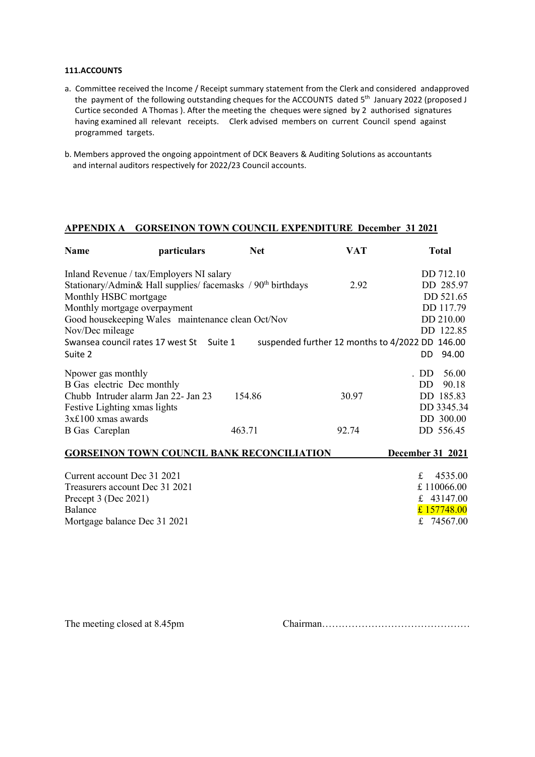**111.ACCOUNTS**

a. Committee received the Income / Receipt summary statement from the Clerk and considered andapproved the payment of the following outstanding cheques for the ACCOUNTS dated 5th January 2022 (proposed J Curtice seconded A Thomas ). After the meeting the cheques were signed by 2 authorised signatures having examined all relevant receipts. Clerk advised members on current Council spend against programmed targets.

b. Members approved the ongoing appointment of DCK Beavers & Auditing Solutions as accountants and internal auditors respectively for 2022/23 Council accounts.

## APPENDIX A GORSEINON TOWN COUNCIL EXPENDITURE December 31 2021

| Name particulars | Net | VAT | Total |
|---|---|---|---|
| Inland Revenue / tax/Employers NI salary | | | DD 712.10 |
| Stationary/Admin& Hall supplies/ facemasks / 90th birthdays | | 2.92 | DD 285.97 |
| Monthly HSBC mortgage | | | DD 521.65 |
| Monthly mortgage overpayment | | | DD 117.79 |
| Good housekeeping Wales maintenance clean Oct/Nov | | | DD 210.00 |
| Nov/Dec mileage | | | DD 122.85 |
| Swansea council rates 17 west St Suite 1 | suspended further 12 months to 4/2022 | | DD 146.00 |
| Suite 2 | | | DD 94.00 |
| Npower gas monthly | | | . DD 56.00 |
| B Gas electric Dec monthly | | | DD 90.18 |
| Chubb Intruder alarm Jan 22- Jan 23 | 154.86 | 30.97 | DD 185.83 |
| Festive Lighting xmas lights | | | DD 3345.34 |
| 3x£100 xmas awards | | | DD 300.00 |
| B Gas Careplan | 463.71 | 92.74 | DD 556.45 |

## GORSEINON TOWN COUNCIL BANK RECONCILIATION December 31 2021

| | |
|---|---|
| Current account Dec 31 2021 | £ 4535.00 |
| Treasurers account Dec 31 2021 | £ 110066.00 |
| Precept 3 (Dec 2021) | £ 43147.00 |
| Balance | £ 157748.00 |
| Mortgage balance Dec 31 2021 | £ 74567.00 |

The meeting closed at 8.45pm

Chairman……………………………………